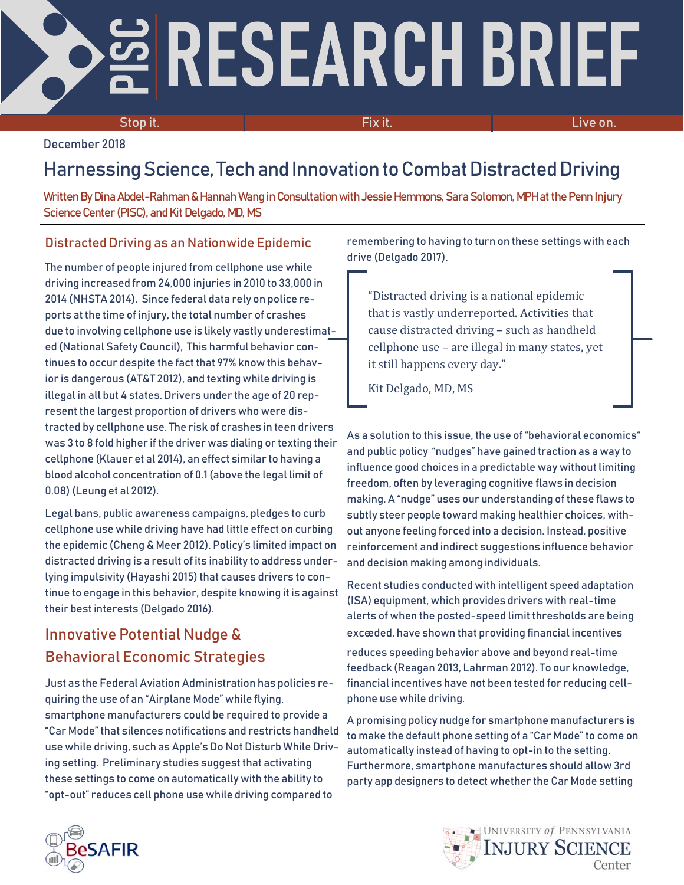# PISC RESEARCH BRIEF

Stop it. Fix it. Live on.

December 2018

## Harnessing Science, Tech and Innovation to Combat Distracted Driving

Written By Dina Abdel-Rahman & Hannah Wang in Consultation with Jessie Hemmons, Sara Solomon, MPH at the Penn Injury Science Center (PISC), and Kit Delgado, MD, MS

### Distracted Driving as an Nationwide Epidemic

The number of people injured from cellphone use while driving increased from 24,000 injuries in 2010 to 33,000 in 2014 (NHSTA 2014). Since federal data rely on police reports at the time of injury, the total number of crashes due to involving cellphone use is likely vastly underestimated (National Safety Council), This harmful behavior continues to occur despite the fact that 97% know this behavior is dangerous (AT&T 2012), and texting while driving is illegal in all but 4 states. Drivers under the age of 20 represent the largest proportion of drivers who were distracted by cellphone use. The risk of crashes in teen drivers was 3 to 8 fold higher if the driver was dialing or texting their cellphone (Klauer et al 2014), an effect similar to having a blood alcohol concentration of 0.1 (above the legal limit of 0.08) (Leung et al 2012).

Legal bans, public awareness campaigns, pledges to curb cellphone use while driving have had little effect on curbing the epidemic (Cheng & Meer 2012). Policy's limited impact on distracted driving is a result of its inability to address underlying impulsivity (Hayashi 2015) that causes drivers to continue to engage in this behavior, despite knowing it is against their best interests (Delgado 2016).

### Innovative Potential Nudge & Behavioral Economic Strategies

Just as the Federal Aviation Administration has policies requiring the use of an "Airplane Mode" while flying, smartphone manufacturers could be required to provide a "Car Mode" that silences notifications and restricts handheld use while driving, such as Apple's Do Not Disturb While Driving setting. Preliminary studies suggest that activating these settings to come on automatically with the ability to "opt-out" reduces cell phone use while driving compared to remembering to having to turn on these settings with each drive (Delgado 2017).

> "Distracted driving is a national epidemic that is vastly underreported. Activities that cause distracted driving – such as handheld cellphone use – are illegal in many states, yet it still happens every day."
>
> Kit Delgado, MD, MS

As a solution to this issue, the use of "behavioral economics" and public policy "nudges" have gained traction as a way to influence good choices in a predictable way without limiting freedom, often by leveraging cognitive flaws in decision making. A "nudge" uses our understanding of these flaws to subtly steer people toward making healthier choices, without anyone feeling forced into a decision. Instead, positive reinforcement and indirect suggestions influence behavior and decision making among individuals.

Recent studies conducted with intelligent speed adaptation (ISA) equipment, which provides drivers with real-time alerts of when the posted-speed limit thresholds are being exceeded, have shown that providing financial incentives reduces speeding behavior above and beyond real-time feedback (Reagan 2013, Lahrman 2012). To our knowledge, financial incentives have not been tested for reducing cellphone use while driving.

A promising policy nudge for smartphone manufacturers is to make the default phone setting of a "Car Mode" to come on automatically instead of having to opt-in to the setting. Furthermore, smartphone manufactures should allow 3rd party app designers to detect whether the Car Mode setting

BeSAFIR

University of Pennsylvania Injury Science Center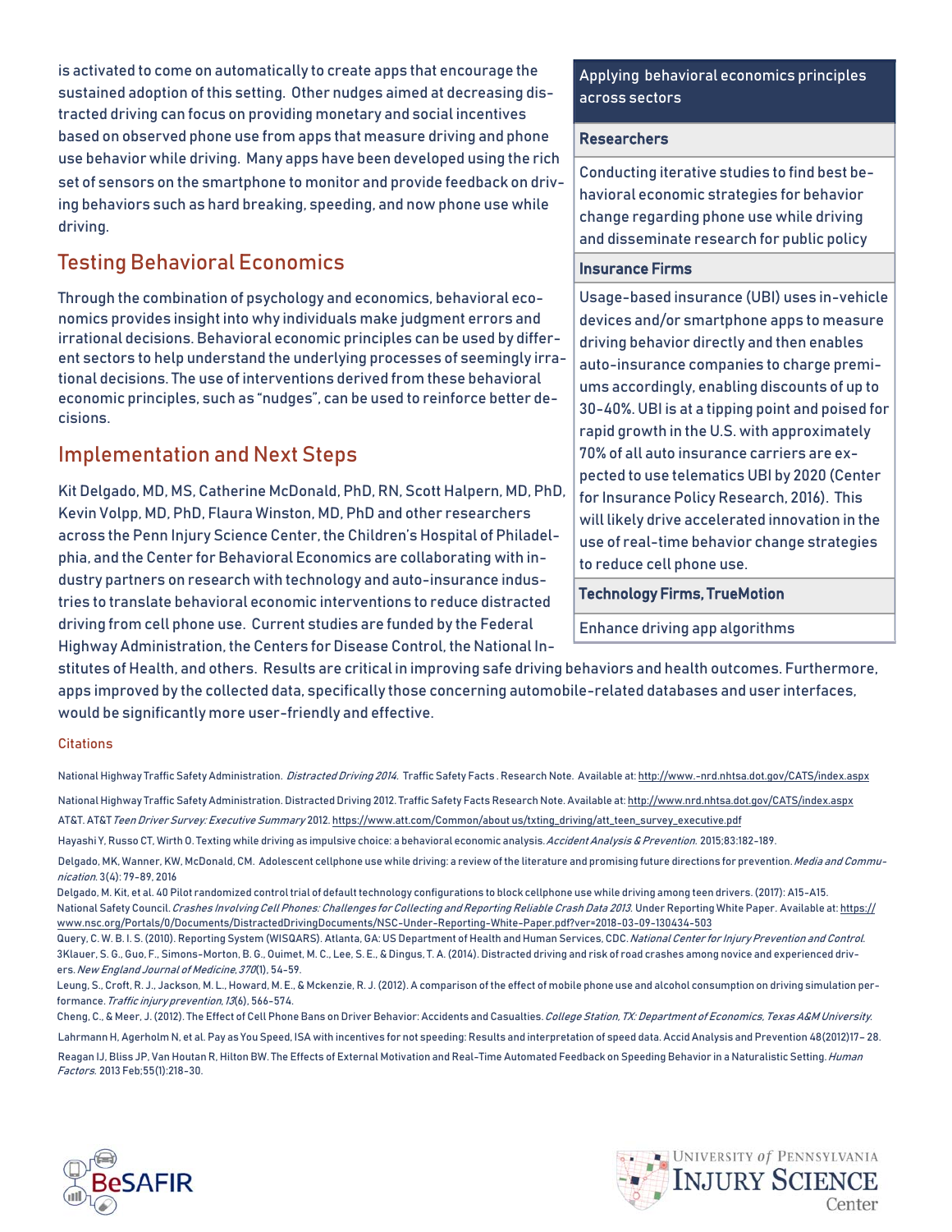is activated to come on automatically to create apps that encourage the sustained adoption of this setting. Other nudges aimed at decreasing distracted driving can focus on providing monetary and social incentives based on observed phone use from apps that measure driving and phone use behavior while driving. Many apps have been developed using the rich set of sensors on the smartphone to monitor and provide feedback on driving behaviors such as hard breaking, speeding, and now phone use while driving.

## Testing Behavioral Economics

Through the combination of psychology and economics, behavioral economics provides insight into why individuals make judgment errors and irrational decisions. Behavioral economic principles can be used by different sectors to help understand the underlying processes of seemingly irrational decisions. The use of interventions derived from these behavioral economic principles, such as "nudges", can be used to reinforce better decisions.

## Implementation and Next Steps

Kit Delgado, MD, MS, Catherine McDonald, PhD, RN, Scott Halpern, MD, PhD, Kevin Volpp, MD, PhD, Flaura Winston, MD, PhD and other researchers across the Penn Injury Science Center, the Children's Hospital of Philadelphia, and the Center for Behavioral Economics are collaborating with industry partners on research with technology and auto-insurance industries to translate behavioral economic interventions to reduce distracted driving from cell phone use. Current studies are funded by the Federal Highway Administration, the Centers for Disease Control, the National Institutes of Health, and others. Results are critical in improving safe driving behaviors and health outcomes. Furthermore, apps improved by the collected data, specifically those concerning automobile-related databases and user interfaces, would be significantly more user-friendly and effective.

| Applying behavioral economics principles across sectors |
|---|
| **Researchers** |
| Conducting iterative studies to find best behavioral economic strategies for behavior change regarding phone use while driving and disseminate research for public policy |
| **Insurance Firms** |
| Usage-based insurance (UBI) uses in-vehicle devices and/or smartphone apps to measure driving behavior directly and then enables auto-insurance companies to charge premiums accordingly, enabling discounts of up to 30-40%. UBI is at a tipping point and poised for rapid growth in the U.S. with approximately 70% of all auto insurance carriers are expected to use telematics UBI by 2020 (Center for Insurance Policy Research, 2016). This will likely drive accelerated innovation in the use of real-time behavior change strategies to reduce cell phone use. |
| **Technology Firms, TrueMotion** |
| Enhance driving app algorithms |

### Citations

National Highway Traffic Safety Administration. *Distracted Driving 2014*. Traffic Safety Facts . Research Note. Available at: http://www.-nrd.nhtsa.dot.gov/CATS/index.aspx

National Highway Traffic Safety Administration. Distracted Driving 2012. Traffic Safety Facts Research Note. Available at: http://www.nrd.nhtsa.dot.gov/CATS/index.aspx

AT&T. AT&T *Teen Driver Survey: Executive Summary* 2012. https://www.att.com/Common/about us/txting_driving/att_teen_survey_executive.pdf

Hayashi Y, Russo CT, Wirth O. Texting while driving as impulsive choice: a behavioral economic analysis. *Accident Analysis & Prevention.* 2015;83:182-189.

Delgado, MK, Wanner, KW, McDonald, CM. Adolescent cellphone use while driving: a review of the literature and promising future directions for prevention. *Media and Communication.* 3(4): 79-89, 2016

Delgado, M. Kit, et al. 40 Pilot randomized control trial of default technology configurations to block cellphone use while driving among teen drivers. (2017): A15-A15.

National Safety Council. *Crashes Involving Cell Phones: Challenges for Collecting and Reporting Reliable Crash Data 2013.* Under Reporting White Paper. Available at: https://www.nsc.org/Portals/0/Documents/DistractedDrivingDocuments/NSC-Under-Reporting-White-Paper.pdf?ver=2018-03-09-130434-503

Query, C. W. B. I. S. (2010). Reporting System (WISQARS). Atlanta, GA: US Department of Health and Human Services, CDC. *National Center for Injury Prevention and Control.*

3Klauer, S. G., Guo, F., Simons-Morton, B. G., Ouimet, M. C., Lee, S. E., & Dingus, T. A. (2014). Distracted driving and risk of road crashes among novice and experienced drivers. *New England Journal of Medicine, 370*(1), 54-59.

Leung, S., Croft, R. J., Jackson, M. L., Howard, M. E., & Mckenzie, R. J. (2012). A comparison of the effect of mobile phone use and alcohol consumption on driving simulation performance. *Traffic injury prevention, 13*(6), 566-574.

Cheng, C., & Meer, J. (2012). The Effect of Cell Phone Bans on Driver Behavior: Accidents and Casualties. *College Station, TX: Department of Economics, Texas A&M University.*

Lahrmann H, Agerholm N, et al. Pay as You Speed, ISA with incentives for not speeding: Results and interpretation of speed data. Accid Analysis and Prevention 48(2012)17– 28.

Reagan IJ, Bliss JP, Van Houtan R, Hilton BW. The Effects of External Motivation and Real-Time Automated Feedback on Speeding Behavior in a Naturalistic Setting. *Human Factors.* 2013 Feb;55(1):218-30.

BeSAFIR

University *of* Pennsylvania Injury Science Center